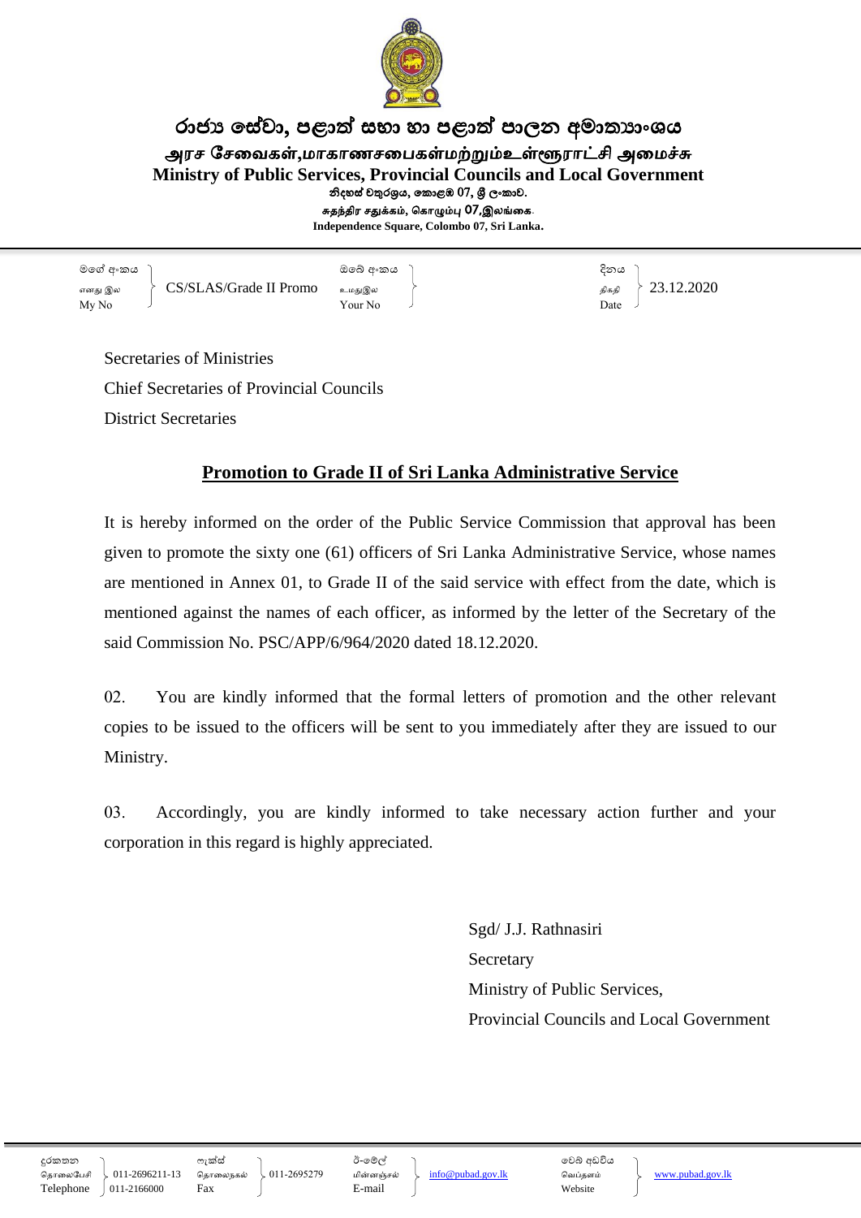# රාජ්‍ය සේවා, පළාත් සභා හා පළාත් පාලන අමාත්‍යාංශය

## அரச சேவைகள்,மாகாணசபைகள்மற்றும்உள்ளூராட்சி அமைச்சு

## Ministry of Public Services, Provincial Councils and Local Government

නිදහස් චතුරශ්‍රය, කොළඹ 07, ශ්‍රී ලංකාව.
சுதந்திர சதுக்கம், கொழும்பு 07,இலங்கை.
**Independence Square, Colombo 07, Sri Lanka.**

| මගේ අංකය / எனது இல / My No | CS/SLAS/Grade II Promo | ඔබේ අංකය / உமதுஇல / Your No | | දිනය / திகதி / Date | 23.12.2020 |
|---|---|---|---|---|---|

Secretaries of Ministries
Chief Secretaries of Provincial Councils
District Secretaries

**<u>Promotion to Grade II of Sri Lanka Administrative Service</u>**

It is hereby informed on the order of the Public Service Commission that approval has been given to promote the sixty one (61) officers of Sri Lanka Administrative Service, whose names are mentioned in Annex 01, to Grade II of the said service with effect from the date, which is mentioned against the names of each officer, as informed by the letter of the Secretary of the said Commission No. PSC/APP/6/964/2020 dated 18.12.2020.

02. You are kindly informed that the formal letters of promotion and the other relevant copies to be issued to the officers will be sent to you immediately after they are issued to our Ministry.

03. Accordingly, you are kindly informed to take necessary action further and your corporation in this regard is highly appreciated.

Sgd/ J.J. Rathnasiri
Secretary
Ministry of Public Services,
Provincial Councils and Local Government

| දුරකතන / தொலைபேசி / Telephone | 011-2696211-13 011-2166000 | ෆැක්ස් / தொலைநகல் / Fax | 011-2695279 | ඊ-මේල් / மின்னஞ்சல் / E-mail | info@pubad.gov.lk | වෙබ් අඩවිය / வெப்தளம் / Website | www.pubad.gov.lk |
|---|---|---|---|---|---|---|---|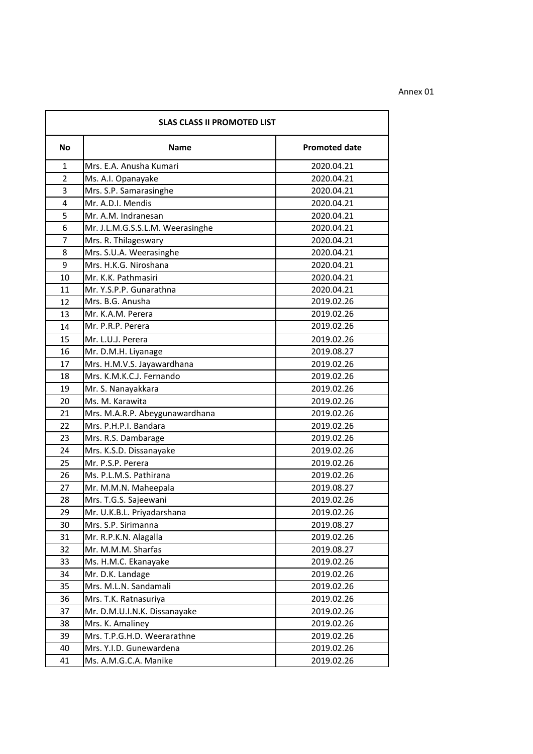Annex 01

| SLAS CLASS II PROMOTED LIST | | |
|---|---|---|
| **No** | **Name** | **Promoted date** |
| 1 | Mrs. E.A. Anusha Kumari | 2020.04.21 |
| 2 | Ms. A.I. Opanayake | 2020.04.21 |
| 3 | Mrs. S.P. Samarasinghe | 2020.04.21 |
| 4 | Mr. A.D.I. Mendis | 2020.04.21 |
| 5 | Mr. A.M. Indranesan | 2020.04.21 |
| 6 | Mr. J.L.M.G.S.S.L.M. Weerasinghe | 2020.04.21 |
| 7 | Mrs. R. Thilageswary | 2020.04.21 |
| 8 | Mrs. S.U.A. Weerasinghe | 2020.04.21 |
| 9 | Mrs. H.K.G. Niroshana | 2020.04.21 |
| 10 | Mr. K.K. Pathmasiri | 2020.04.21 |
| 11 | Mr. Y.S.P.P. Gunarathna | 2020.04.21 |
| 12 | Mrs. B.G. Anusha | 2019.02.26 |
| 13 | Mr. K.A.M. Perera | 2019.02.26 |
| 14 | Mr. P.R.P. Perera | 2019.02.26 |
| 15 | Mr. L.U.J. Perera | 2019.02.26 |
| 16 | Mr. D.M.H. Liyanage | 2019.08.27 |
| 17 | Mrs. H.M.V.S. Jayawardhana | 2019.02.26 |
| 18 | Mrs. K.M.K.C.J. Fernando | 2019.02.26 |
| 19 | Mr. S. Nanayakkara | 2019.02.26 |
| 20 | Ms. M. Karawita | 2019.02.26 |
| 21 | Mrs. M.A.R.P. Abeygunawardhana | 2019.02.26 |
| 22 | Mrs. P.H.P.I. Bandara | 2019.02.26 |
| 23 | Mrs. R.S. Dambarage | 2019.02.26 |
| 24 | Mrs. K.S.D. Dissanayake | 2019.02.26 |
| 25 | Mr. P.S.P. Perera | 2019.02.26 |
| 26 | Ms. P.L.M.S. Pathirana | 2019.02.26 |
| 27 | Mr. M.M.N. Maheepala | 2019.08.27 |
| 28 | Mrs. T.G.S. Sajeewani | 2019.02.26 |
| 29 | Mr. U.K.B.L. Priyadarshana | 2019.02.26 |
| 30 | Mrs. S.P. Sirimanna | 2019.08.27 |
| 31 | Mr. R.P.K.N. Alagalla | 2019.02.26 |
| 32 | Mr. M.M.M. Sharfas | 2019.08.27 |
| 33 | Ms. H.M.C. Ekanayake | 2019.02.26 |
| 34 | Mr. D.K. Landage | 2019.02.26 |
| 35 | Mrs. M.L.N. Sandamali | 2019.02.26 |
| 36 | Mrs. T.K. Ratnasuriya | 2019.02.26 |
| 37 | Mr. D.M.U.I.N.K. Dissanayake | 2019.02.26 |
| 38 | Mrs. K. Amaliney | 2019.02.26 |
| 39 | Mrs. T.P.G.H.D. Weerarathne | 2019.02.26 |
| 40 | Mrs. Y.I.D. Gunewardena | 2019.02.26 |
| 41 | Ms. A.M.G.C.A. Manike | 2019.02.26 |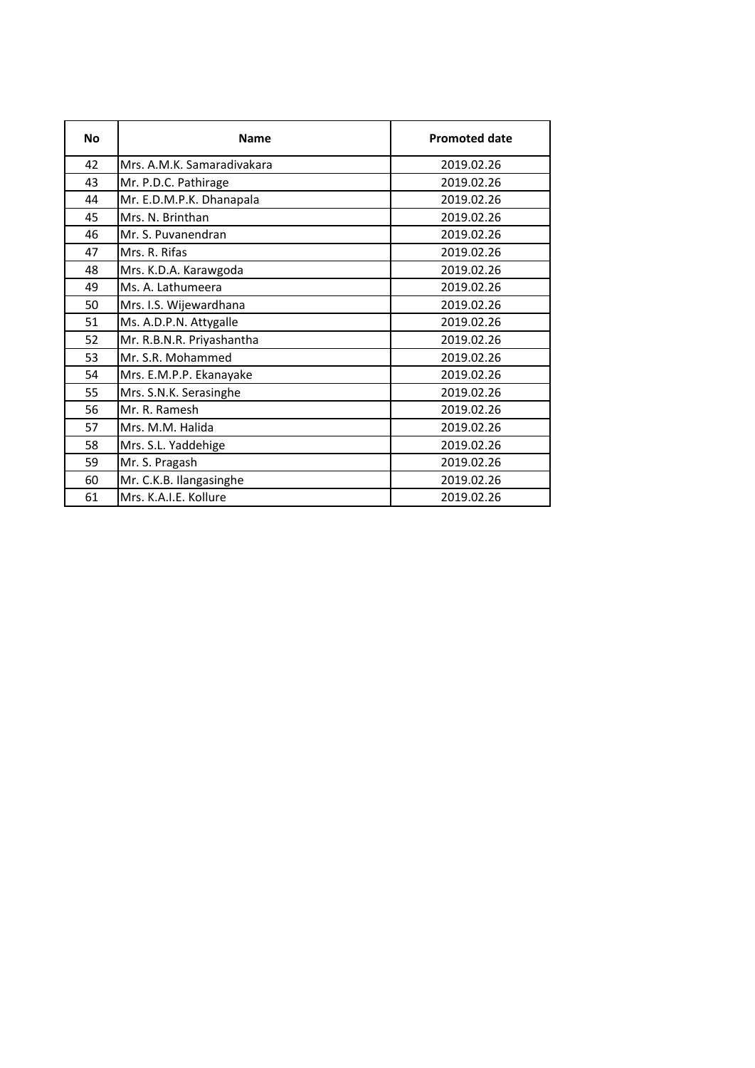| No | Name | Promoted date |
|---|---|---|
| 42 | Mrs. A.M.K. Samaradivakara | 2019.02.26 |
| 43 | Mr. P.D.C. Pathirage | 2019.02.26 |
| 44 | Mr. E.D.M.P.K. Dhanapala | 2019.02.26 |
| 45 | Mrs. N. Brinthan | 2019.02.26 |
| 46 | Mr. S. Puvanendran | 2019.02.26 |
| 47 | Mrs. R. Rifas | 2019.02.26 |
| 48 | Mrs. K.D.A. Karawgoda | 2019.02.26 |
| 49 | Ms. A. Lathumeera | 2019.02.26 |
| 50 | Mrs. I.S. Wijewardhana | 2019.02.26 |
| 51 | Ms. A.D.P.N. Attygalle | 2019.02.26 |
| 52 | Mr. R.B.N.R. Priyashantha | 2019.02.26 |
| 53 | Mr. S.R. Mohammed | 2019.02.26 |
| 54 | Mrs. E.M.P.P. Ekanayake | 2019.02.26 |
| 55 | Mrs. S.N.K. Serasinghe | 2019.02.26 |
| 56 | Mr. R. Ramesh | 2019.02.26 |
| 57 | Mrs. M.M. Halida | 2019.02.26 |
| 58 | Mrs. S.L. Yaddehige | 2019.02.26 |
| 59 | Mr. S. Pragash | 2019.02.26 |
| 60 | Mr. C.K.B. Ilangasinghe | 2019.02.26 |
| 61 | Mrs. K.A.I.E. Kollure | 2019.02.26 |